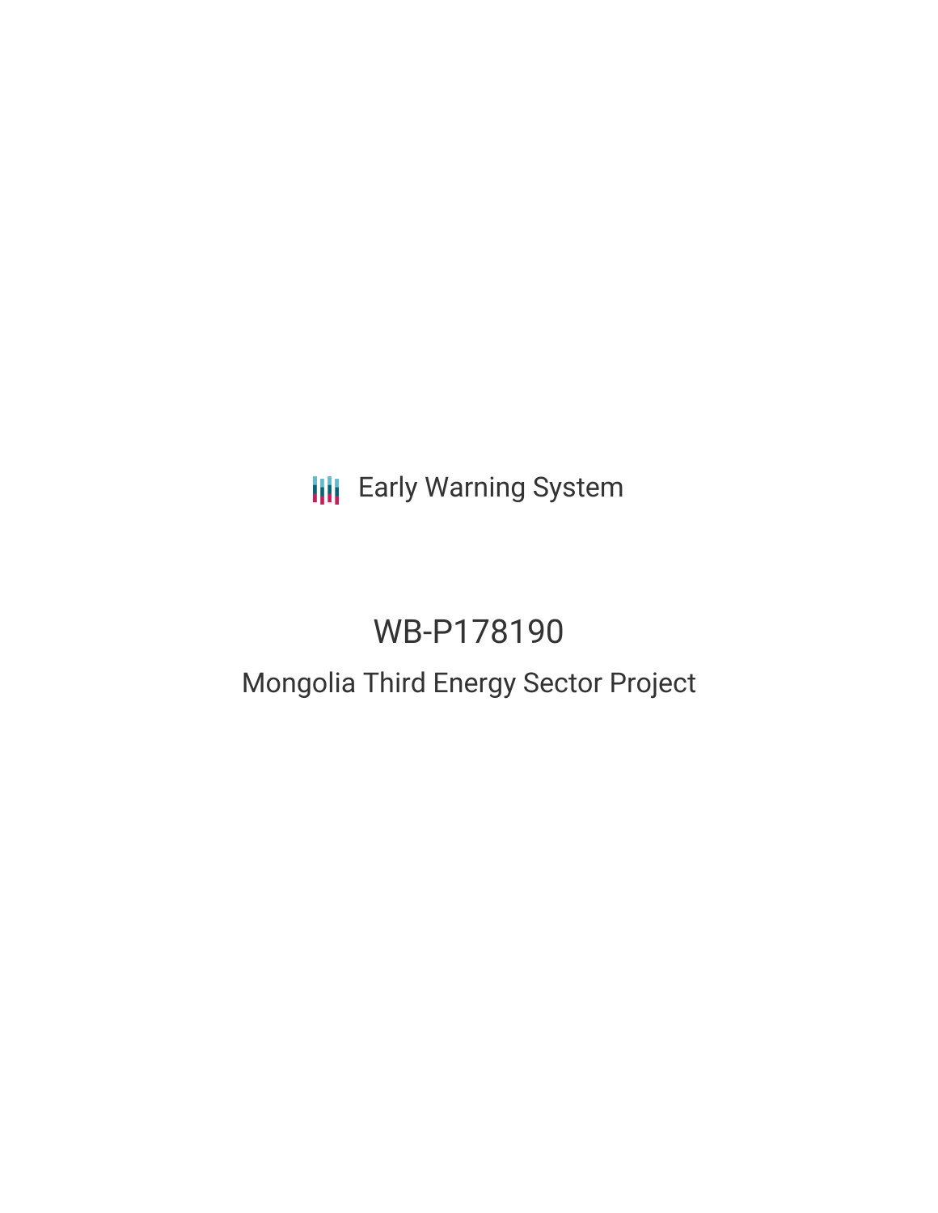Early Warning System

# WB-P178190

## Mongolia Third Energy Sector Project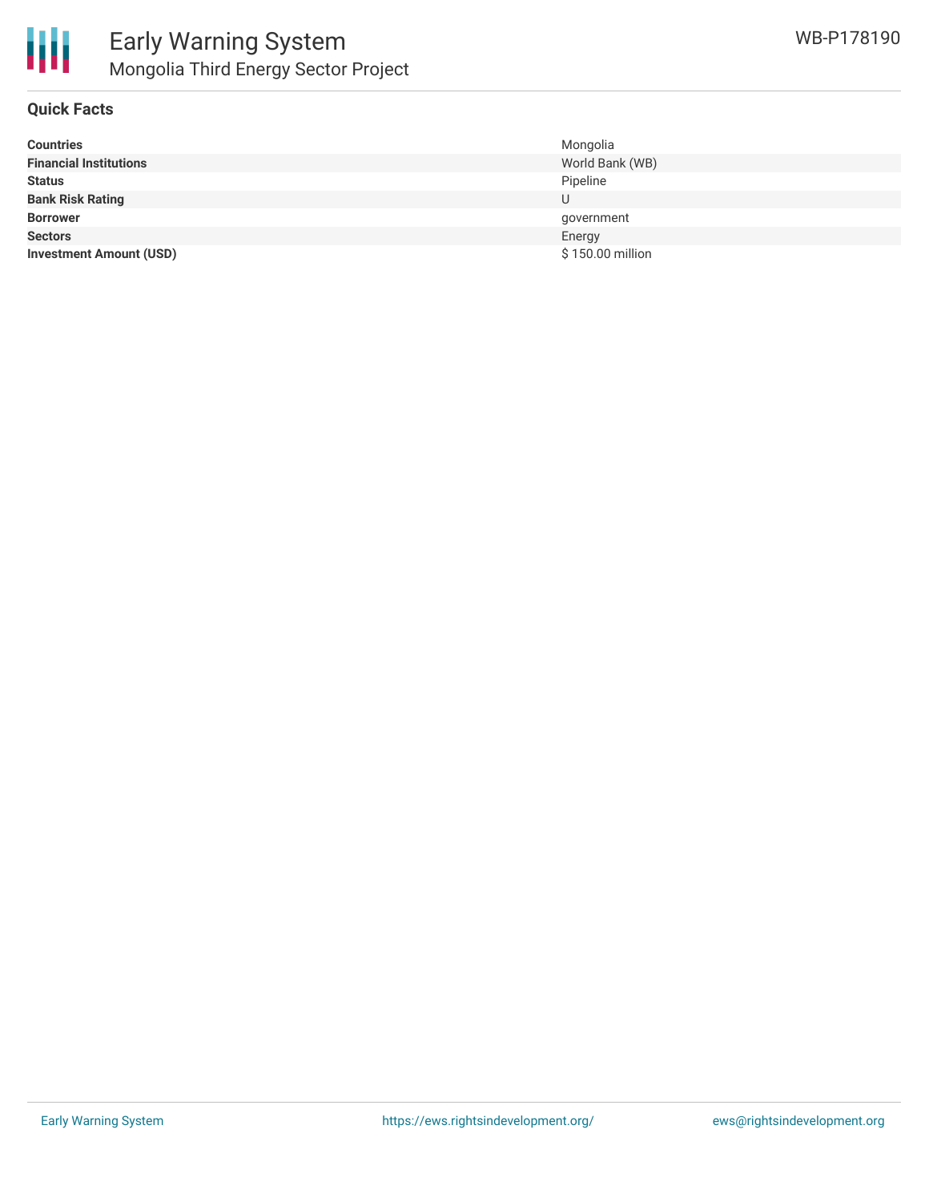## Quick Facts

| | |
|---|---|
| **Countries** | Mongolia |
| **Financial Institutions** | World Bank (WB) |
| **Status** | Pipeline |
| **Bank Risk Rating** | U |
| **Borrower** | government |
| **Sectors** | Energy |
| **Investment Amount (USD)** | $ 150.00 million |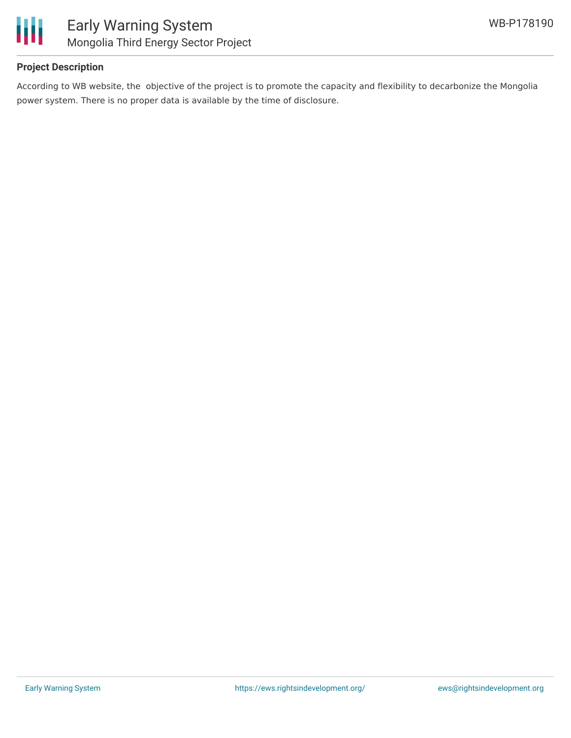### Project Description

According to WB website, the  objective of the project is to promote the capacity and flexibility to decarbonize the Mongolia power system. There is no proper data is available by the time of disclosure.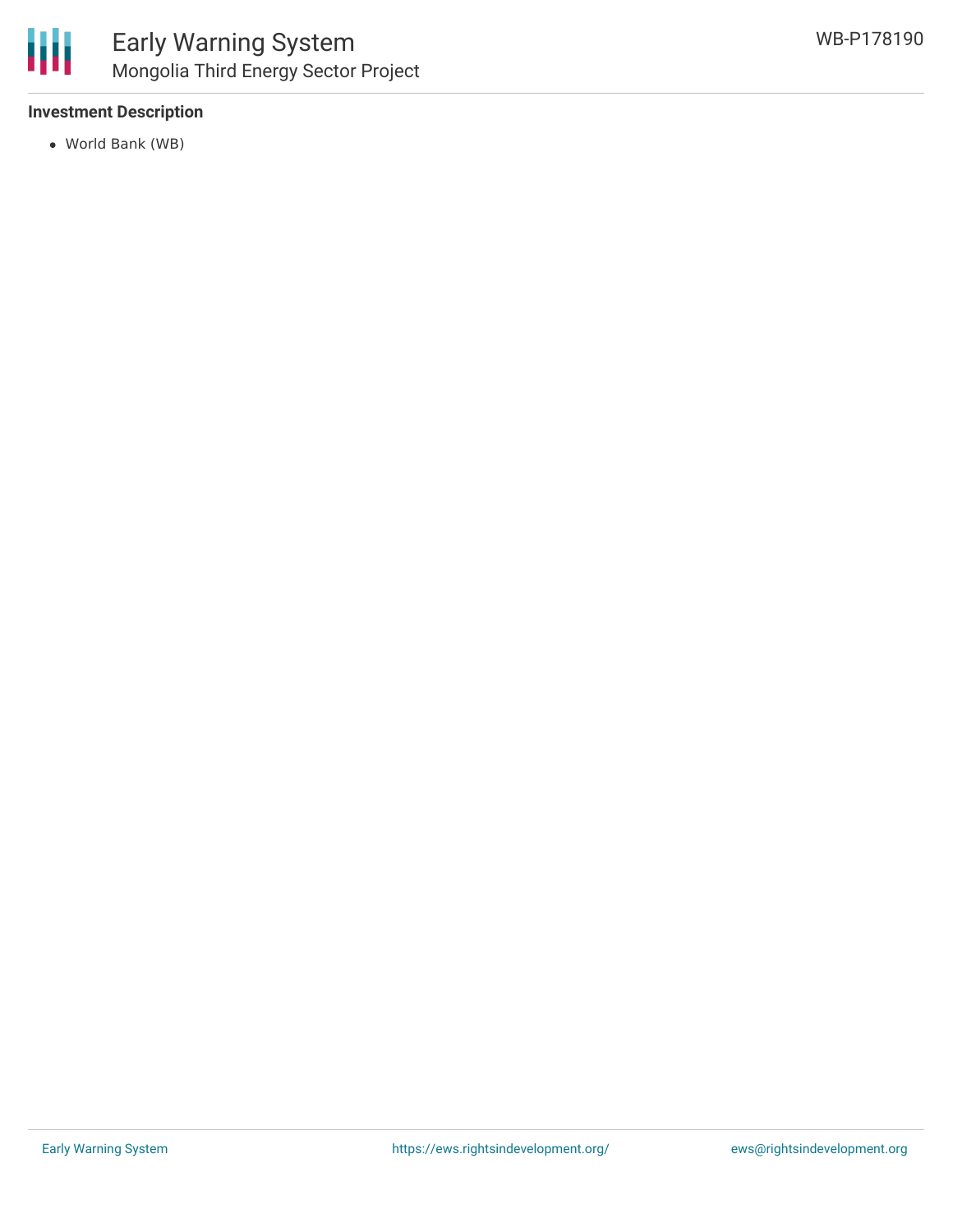**Investment Description**

- World Bank (WB)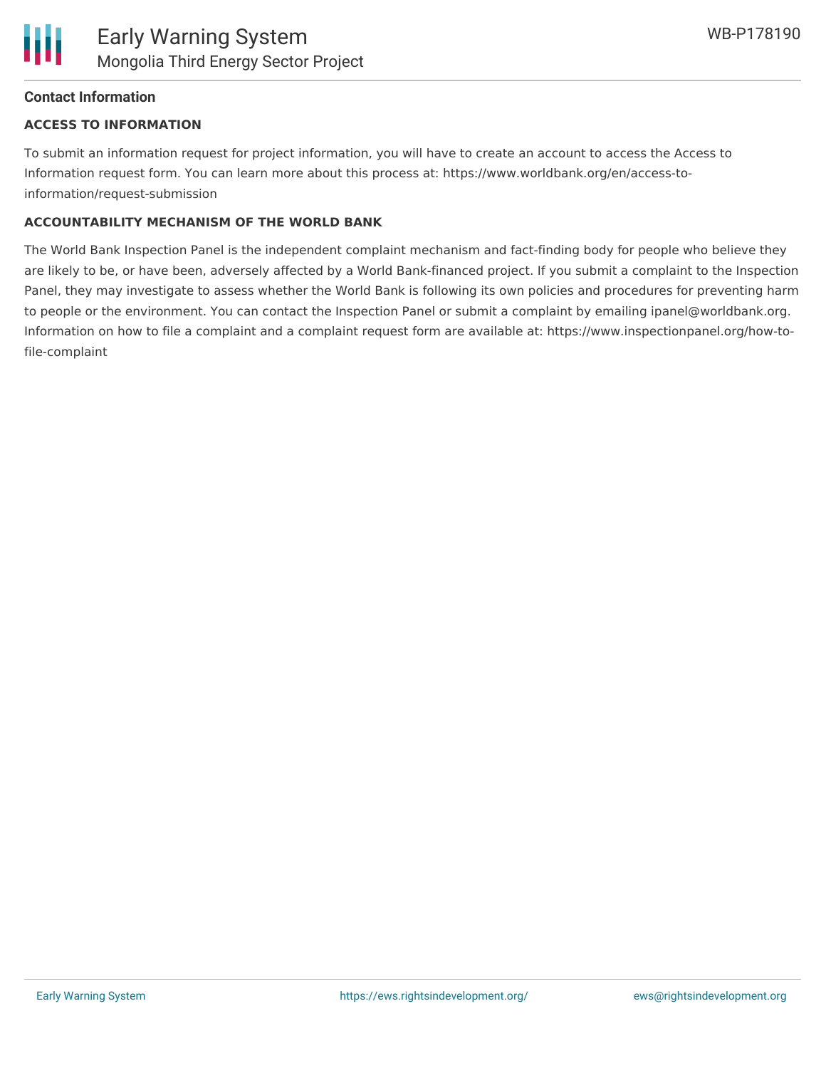**Contact Information**

**ACCESS TO INFORMATION**

To submit an information request for project information, you will have to create an account to access the Access to Information request form. You can learn more about this process at: https://www.worldbank.org/en/access-to-information/request-submission

**ACCOUNTABILITY MECHANISM OF THE WORLD BANK**

The World Bank Inspection Panel is the independent complaint mechanism and fact-finding body for people who believe they are likely to be, or have been, adversely affected by a World Bank-financed project. If you submit a complaint to the Inspection Panel, they may investigate to assess whether the World Bank is following its own policies and procedures for preventing harm to people or the environment. You can contact the Inspection Panel or submit a complaint by emailing ipanel@worldbank.org. Information on how to file a complaint and a complaint request form are available at: https://www.inspectionpanel.org/how-to-file-complaint